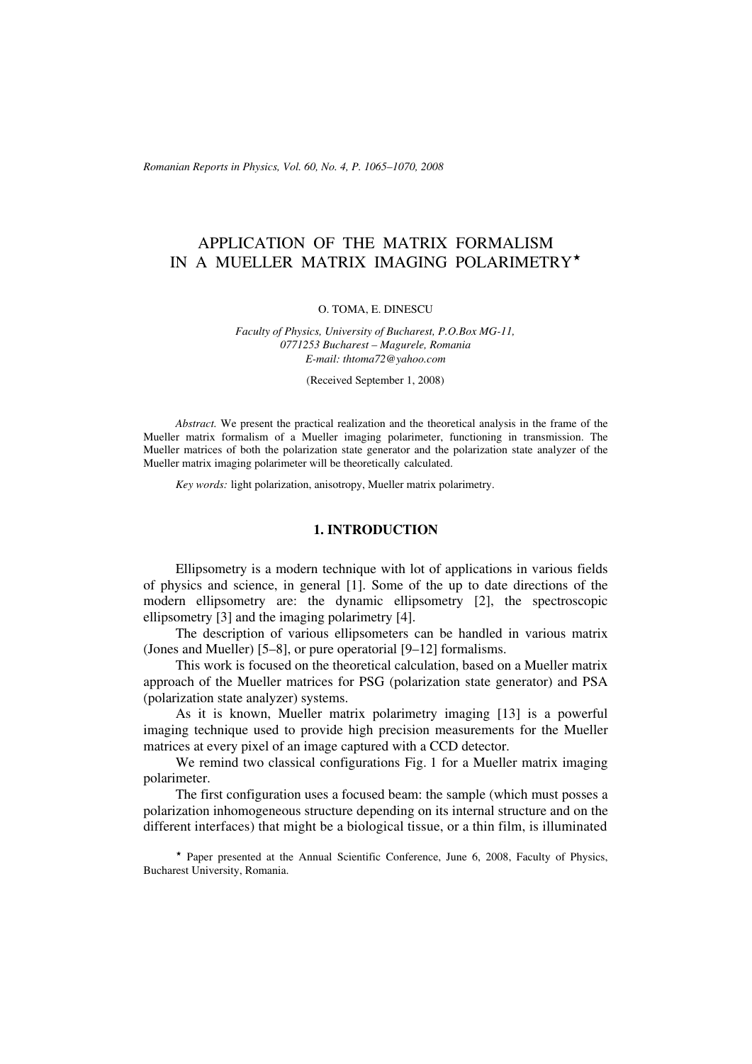# APPLICATION OF THE MATRIX FORMALISM IN A MUELLER MATRIX IMAGING POLARIMETRY*

O. TOMA, E. DINESCU

*Faculty of Physics, University of Bucharest, P.O.Box MG-11, 0771253 Bucharest – Magurele, Romania*
*E-mail: thtoma72@yahoo.com*

(Received September 1, 2008)

*Abstract.* We present the practical realization and the theoretical analysis in the frame of the Mueller matrix formalism of a Mueller imaging polarimeter, functioning in transmission. The Mueller matrices of both the polarization state generator and the polarization state analyzer of the Mueller matrix imaging polarimeter will be theoretically calculated.

*Key words:* light polarization, anisotropy, Mueller matrix polarimetry.

## 1. INTRODUCTION

Ellipsometry is a modern technique with lot of applications in various fields of physics and science, in general [1]. Some of the up to date directions of the modern ellipsometry are: the dynamic ellipsometry [2], the spectroscopic ellipsometry [3] and the imaging polarimetry [4].

The description of various ellipsometers can be handled in various matrix (Jones and Mueller) [5–8], or pure operatorial [9–12] formalisms.

This work is focused on the theoretical calculation, based on a Mueller matrix approach of the Mueller matrices for PSG (polarization state generator) and PSA (polarization state analyzer) systems.

As it is known, Mueller matrix polarimetry imaging [13] is a powerful imaging technique used to provide high precision measurements for the Mueller matrices at every pixel of an image captured with a CCD detector.

We remind two classical configurations Fig. 1 for a Mueller matrix imaging polarimeter.

The first configuration uses a focused beam: the sample (which must posses a polarization inhomogeneous structure depending on its internal structure and on the different interfaces) that might be a biological tissue, or a thin film, is illuminated

* Paper presented at the Annual Scientific Conference, June 6, 2008, Faculty of Physics, Bucharest University, Romania.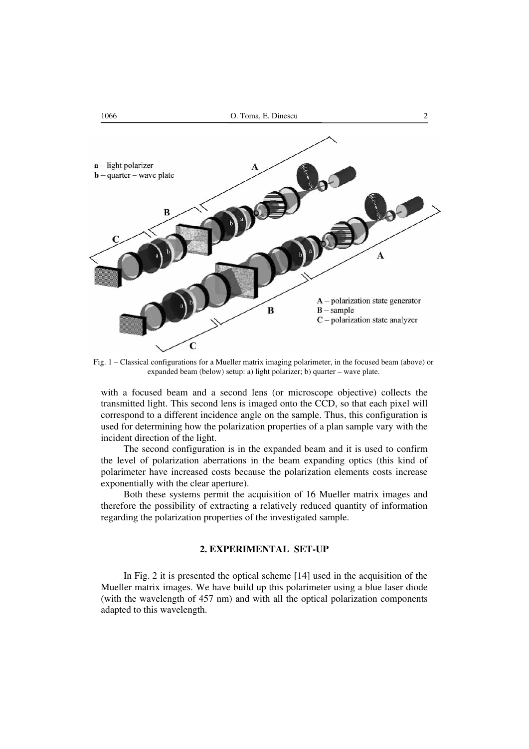Fig. 1 – Classical configurations for a Mueller matrix imaging polarimeter, in the focused beam (above) or expanded beam (below) setup: a) light polarizer; b) quarter – wave plate.

with a focused beam and a second lens (or microscope objective) collects the transmitted light. This second lens is imaged onto the CCD, so that each pixel will correspond to a different incidence angle on the sample. Thus, this configuration is used for determining how the polarization properties of a plan sample vary with the incident direction of the light.

The second configuration is in the expanded beam and it is used to confirm the level of polarization aberrations in the beam expanding optics (this kind of polarimeter have increased costs because the polarization elements costs increase exponentially with the clear aperture).

Both these systems permit the acquisition of 16 Mueller matrix images and therefore the possibility of extracting a relatively reduced quantity of information regarding the polarization properties of the investigated sample.

## 2. EXPERIMENTAL SET-UP

In Fig. 2 it is presented the optical scheme [14] used in the acquisition of the Mueller matrix images. We have build up this polarimeter using a blue laser diode (with the wavelength of 457 nm) and with all the optical polarization components adapted to this wavelength.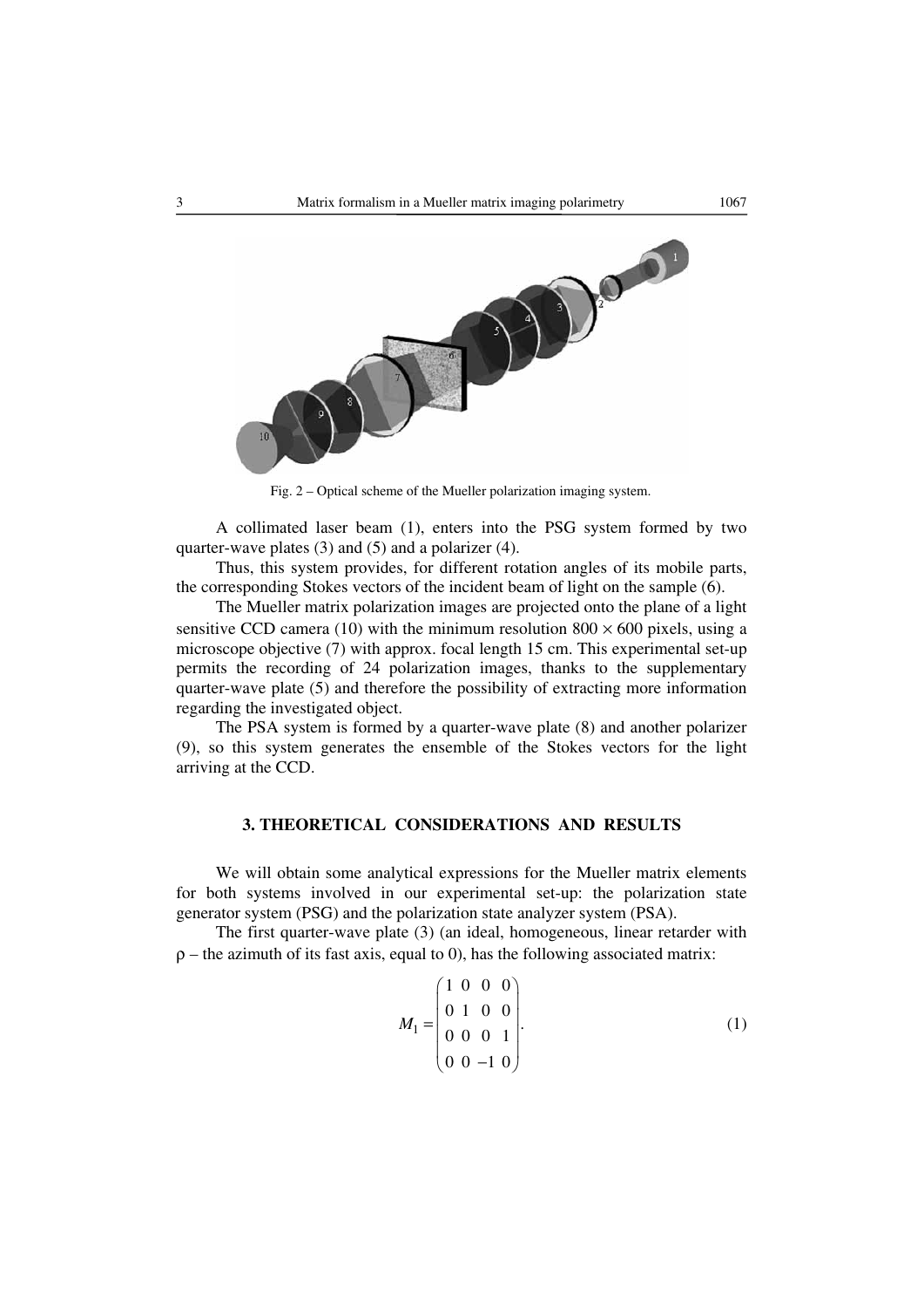Fig. 2 – Optical scheme of the Mueller polarization imaging system.

A collimated laser beam (1), enters into the PSG system formed by two quarter-wave plates (3) and (5) and a polarizer (4).

Thus, this system provides, for different rotation angles of its mobile parts, the corresponding Stokes vectors of the incident beam of light on the sample (6).

The Mueller matrix polarization images are projected onto the plane of a light sensitive CCD camera (10) with the minimum resolution $800 \times 600$ pixels, using a microscope objective (7) with approx. focal length 15 cm. This experimental set-up permits the recording of 24 polarization images, thanks to the supplementary quarter-wave plate (5) and therefore the possibility of extracting more information regarding the investigated object.

The PSA system is formed by a quarter-wave plate (8) and another polarizer (9), so this system generates the ensemble of the Stokes vectors for the light arriving at the CCD.

## 3. THEORETICAL CONSIDERATIONS AND RESULTS

We will obtain some analytical expressions for the Mueller matrix elements for both systems involved in our experimental set-up: the polarization state generator system (PSG) and the polarization state analyzer system (PSA).

The first quarter-wave plate (3) (an ideal, homogeneous, linear retarder with $\rho$ – the azimuth of its fast axis, equal to 0), has the following associated matrix:

$$M_1 = \begin{pmatrix} 1 & 0 & 0 & 0 \\ 0 & 1 & 0 & 0 \\ 0 & 0 & 0 & 1 \\ 0 & 0 & -1 & 0 \end{pmatrix}. \tag{1}$$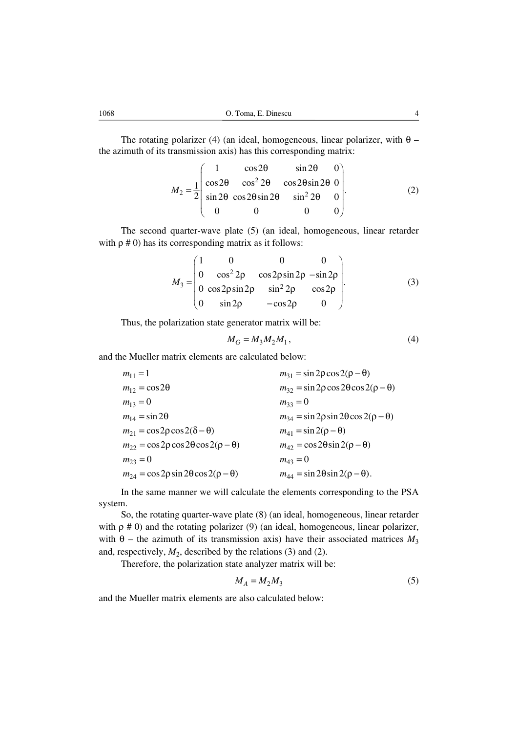The rotating polarizer (4) (an ideal, homogeneous, linear polarizer, with $\theta$ – the azimuth of its transmission axis) has this corresponding matrix:

$$M_2 = \frac{1}{2}\begin{pmatrix} 1 & \cos 2\theta & \sin 2\theta & 0 \\ \cos 2\theta & \cos^2 2\theta & \cos 2\theta \sin 2\theta & 0 \\ \sin 2\theta & \cos 2\theta \sin 2\theta & \sin^2 2\theta & 0 \\ 0 & 0 & 0 & 0 \end{pmatrix}. \tag{2}$$

The second quarter-wave plate (5) (an ideal, homogeneous, linear retarder with $\rho \# 0$) has its corresponding matrix as it follows:

$$M_3 = \begin{pmatrix} 1 & 0 & 0 & 0 \\ 0 & \cos^2 2\rho & \cos 2\rho \sin 2\rho & -\sin 2\rho \\ 0 & \cos 2\rho \sin 2\rho & \sin^2 2\rho & \cos 2\rho \\ 0 & \sin 2\rho & -\cos 2\rho & 0 \end{pmatrix}. \tag{3}$$

Thus, the polarization state generator matrix will be:

$$M_G = M_3 M_2 M_1, \tag{4}$$

and the Mueller matrix elements are calculated below:

$m_{11} = 1$

$m_{12} = \cos 2\theta$

$m_{13} = 0$

$m_{14} = \sin 2\theta$

$m_{21} = \cos 2\rho \cos 2(\delta - \theta)$

$m_{22} = \cos 2\rho \cos 2\theta \cos 2(\rho - \theta)$

$m_{23} = 0$

$m_{24} = \cos 2\rho \sin 2\theta \cos 2(\rho - \theta)$

$m_{31} = \sin 2\rho \cos 2(\rho - \theta)$

$m_{32} = \sin 2\rho \cos 2\theta \cos 2(\rho - \theta)$

$m_{33} = 0$

$m_{34} = \sin 2\rho \sin 2\theta \cos 2(\rho - \theta)$

$m_{41} = \sin 2(\rho - \theta)$

$m_{42} = \cos 2\theta \sin 2(\rho - \theta)$

$m_{43} = 0$

$m_{44} = \sin 2\theta \sin 2(\rho - \theta)$.

In the same manner we will calculate the elements corresponding to the PSA system.

So, the rotating quarter-wave plate (8) (an ideal, homogeneous, linear retarder with $\rho \# 0$) and the rotating polarizer (9) (an ideal, homogeneous, linear polarizer, with $\theta$ – the azimuth of its transmission axis) have their associated matrices $M_3$ and, respectively, $M_2$, described by the relations (3) and (2).

Therefore, the polarization state analyzer matrix will be:

$$M_A = M_2 M_3 \tag{5}$$

and the Mueller matrix elements are also calculated below: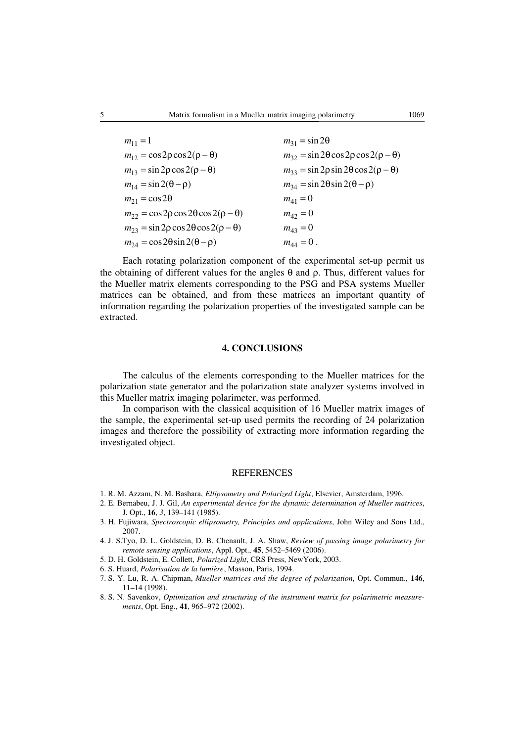$$m_{11} = 1 \qquad m_{31} = \sin 2\theta$$

$$m_{12} = \cos 2\rho \cos 2(\rho - \theta) \qquad m_{32} = \sin 2\theta \cos 2\rho \cos 2(\rho - \theta)$$

$$m_{13} = \sin 2\rho \cos 2(\rho - \theta) \qquad m_{33} = \sin 2\rho \sin 2\theta \cos 2(\rho - \theta)$$

$$m_{14} = \sin 2(\theta - \rho) \qquad m_{34} = \sin 2\theta \sin 2(\theta - \rho)$$

$$m_{21} = \cos 2\theta \qquad m_{41} = 0$$

$$m_{22} = \cos 2\rho \cos 2\theta \cos 2(\rho - \theta) \qquad m_{42} = 0$$

$$m_{23} = \sin 2\rho \cos 2\theta \cos 2(\rho - \theta) \qquad m_{43} = 0$$

$$m_{24} = \cos 2\theta \sin 2(\theta - \rho) \qquad m_{44} = 0 .$$

Each rotating polarization component of the experimental set-up permit us the obtaining of different values for the angles θ and ρ. Thus, different values for the Mueller matrix elements corresponding to the PSG and PSA systems Mueller matrices can be obtained, and from these matrices an important quantity of information regarding the polarization properties of the investigated sample can be extracted.

## 4. CONCLUSIONS

The calculus of the elements corresponding to the Mueller matrices for the polarization state generator and the polarization state analyzer systems involved in this Mueller matrix imaging polarimeter, was performed.

In comparison with the classical acquisition of 16 Mueller matrix images of the sample, the experimental set-up used permits the recording of 24 polarization images and therefore the possibility of extracting more information regarding the investigated object.

## REFERENCES

1. R. M. Azzam, N. M. Bashara, *Ellipsometry and Polarized Light*, Elsevier, Amsterdam, 1996.
2. E. Bernabeu, J. J. Gil, *An experimental device for the dynamic determination of Mueller matrices*, J. Opt., **16**, *3*, 139–141 (1985).
3. H. Fujiwara, *Spectroscopic ellipsometry, Principles and applications*, John Wiley and Sons Ltd., 2007.
4. J. S.Tyo, D. L. Goldstein, D. B. Chenault, J. A. Shaw, *Review of passing image polarimetry for remote sensing applications*, Appl. Opt., **45**, 5452–5469 (2006).
5. D. H. Goldstein, E. Collett, *Polarized Light*, CRS Press, NewYork, 2003.
6. S. Huard, *Polarisation de la lumière*, Masson, Paris, 1994.
7. S. Y. Lu, R. A. Chipman, *Mueller matrices and the degree of polarization*, Opt. Commun., **146**, 11–14 (1998).
8. S. N. Savenkov, *Optimization and structuring of the instrument matrix for polarimetric measurements*, Opt. Eng., **41**, 965–972 (2002).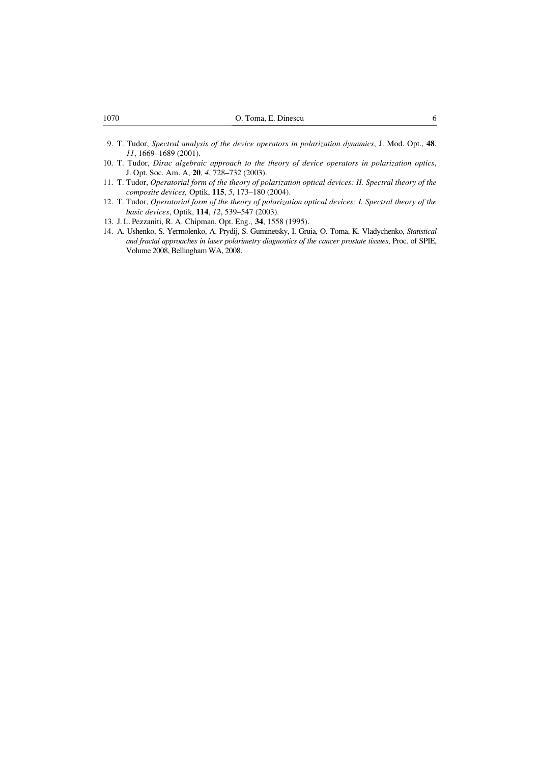9. T. Tudor, *Spectral analysis of the device operators in polarization dynamics*, J. Mod. Opt., **48**, *11*, 1669–1689 (2001).
10. T. Tudor, *Dirac algebraic approach to the theory of device operators in polarization optics*, J. Opt. Soc. Am. A, **20**, *4*, 728–732 (2003).
11. T. Tudor, *Operatorial form of the theory of polarization optical devices: II. Spectral theory of the composite devices,* Optik, **115**, *5*, 173–180 (2004).
12. T. Tudor, *Operatorial form of the theory of polarization optical devices: I. Spectral theory of the basic devices*, Optik, **114**, *12*, 539–547 (2003).
13. J. L. Pezzaniti, R. A. Chipman, Opt. Eng., **34**, 1558 (1995).
14. A. Ushenko, S. Yermolenko, A. Prydij, S. Guminetsky, I. Gruia, O. Toma, K. Vladychenko, *Statistical and fractal approaches in laser polarimetry diagnostics of the cancer prostate tissues*, Proc. of SPIE, Volume 2008, Bellingham WA, 2008.